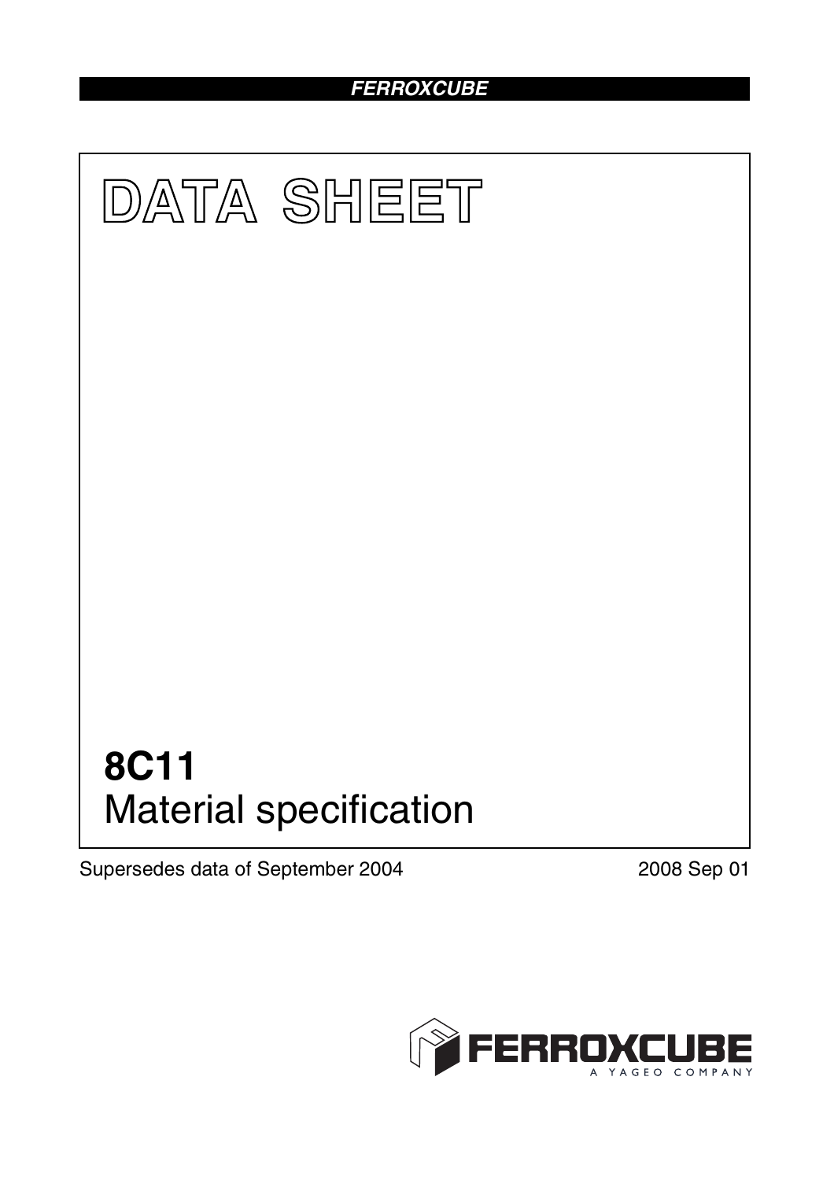FERROXCUBE

# DATA SHEET

## 8C11

Material specification

Supersedes data of September 2004

2008 Sep 01

FERROXCUBE

A YAGEO COMPANY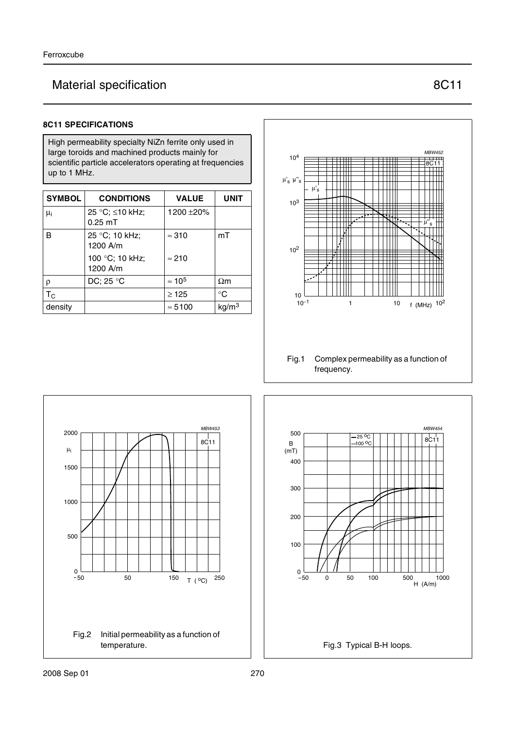## Material specification — 8C11

### 8C11 SPECIFICATIONS

High permeability specialty NiZn ferrite only used in large toroids and machined products mainly for scientific particle accelerators operating at frequencies up to 1 MHz.

| SYMBOL | CONDITIONS | VALUE | UNIT |
|---|---|---|---|
| $\mu_i$ | 25 °C; ≤10 kHz; 0.25 mT | 1200 ±20% | |
| B | 25 °C; 10 kHz; 1200 A/m | ≈ 310 | mT |
| | 100 °C; 10 kHz; 1200 A/m | ≈ 210 | |
| ρ | DC; 25 °C | ≈ $10^5$ | Ωm |
| $T_C$ | | ≥ 125 | °C |
| density | | ≈ 5100 | kg/m$^3$ |

Fig.1 Complex permeability as a function of frequency.

Fig.2 Initial permeability as a function of temperature.

Fig.3 Typical B-H loops.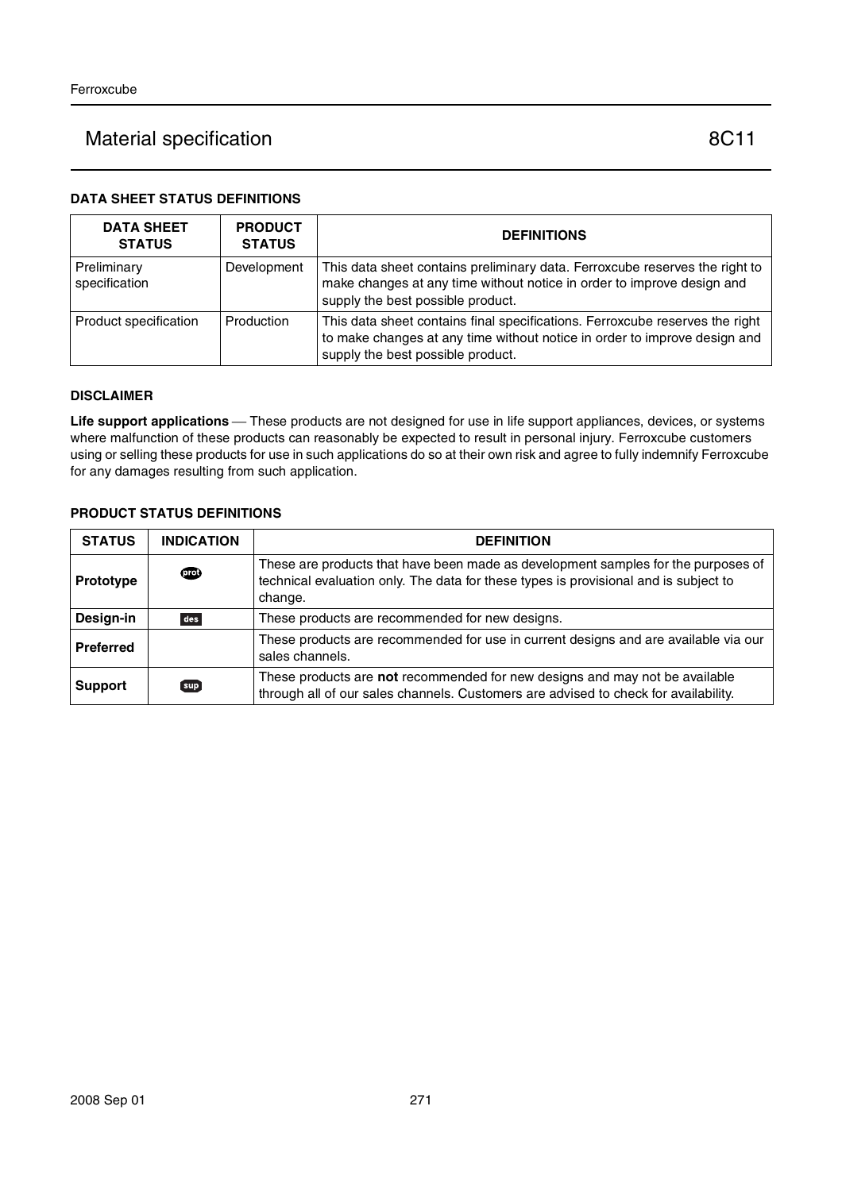## Material specification 8C11

### DATA SHEET STATUS DEFINITIONS

| DATA SHEET STATUS | PRODUCT STATUS | DEFINITIONS |
|---|---|---|
| Preliminary specification | Development | This data sheet contains preliminary data. Ferroxcube reserves the right to make changes at any time without notice in order to improve design and supply the best possible product. |
| Product specification | Production | This data sheet contains final specifications. Ferroxcube reserves the right to make changes at any time without notice in order to improve design and supply the best possible product. |

### DISCLAIMER

**Life support applications** — These products are not designed for use in life support appliances, devices, or systems where malfunction of these products can reasonably be expected to result in personal injury. Ferroxcube customers using or selling these products for use in such applications do so at their own risk and agree to fully indemnify Ferroxcube for any damages resulting from such application.

### PRODUCT STATUS DEFINITIONS

| STATUS | INDICATION | DEFINITION |
|---|---|---|
| **Prototype** | prot | These are products that have been made as development samples for the purposes of technical evaluation only. The data for these types is provisional and is subject to change. |
| **Design-in** | des | These products are recommended for new designs. |
| **Preferred** | | These products are recommended for use in current designs and are available via our sales channels. |
| **Support** | sup | These products are **not** recommended for new designs and may not be available through all of our sales channels. Customers are advised to check for availability. |